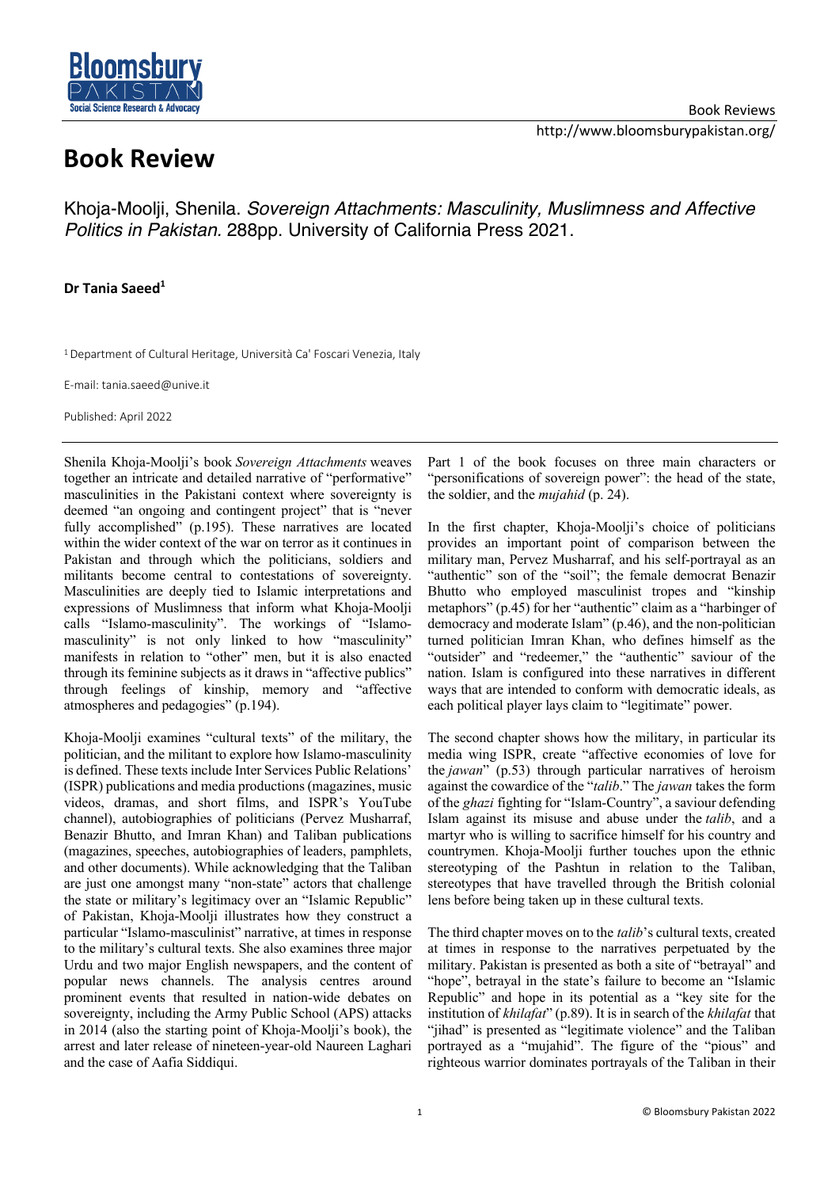# Book Review

Khoja-Moolji, Shenila. *Sovereign Attachments: Masculinity, Muslimness and Affective Politics in Pakistan*. 288pp. University of California Press 2021.

**Dr Tania Saeed**[1]

[1] Department of Cultural Heritage, Università Ca' Foscari Venezia, Italy

E-mail: tania.saeed@unive.it

Published: April 2022

---

Shenila Khoja-Moolji's book *Sovereign Attachments* weaves together an intricate and detailed narrative of "performative" masculinities in the Pakistani context where sovereignty is deemed "an ongoing and contingent project" that is "never fully accomplished" (p.195). These narratives are located within the wider context of the war on terror as it continues in Pakistan and through which the politicians, soldiers and militants become central to contestations of sovereignty. Masculinities are deeply tied to Islamic interpretations and expressions of Muslimness that inform what Khoja-Moolji calls "Islamo-masculinity". The workings of "Islamo-masculinity" is not only linked to how "masculinity" manifests in relation to "other" men, but it is also enacted through its feminine subjects as it draws in "affective publics" through feelings of kinship, memory and "affective atmospheres and pedagogies" (p.194).

Khoja-Moolji examines "cultural texts" of the military, the politician, and the militant to explore how Islamo-masculinity is defined. These texts include Inter Services Public Relations' (ISPR) publications and media productions (magazines, music videos, dramas, and short films, and ISPR's YouTube channel), autobiographies of politicians (Pervez Musharraf, Benazir Bhutto, and Imran Khan) and Taliban publications (magazines, speeches, autobiographies of leaders, pamphlets, and other documents). While acknowledging that the Taliban are just one amongst many "non-state" actors that challenge the state or military's legitimacy over an "Islamic Republic" of Pakistan, Khoja-Moolji illustrates how they construct a particular "Islamo-masculinist" narrative, at times in response to the military's cultural texts. She also examines three major Urdu and two major English newspapers, and the content of popular news channels. The analysis centres around prominent events that resulted in nation-wide debates on sovereignty, including the Army Public School (APS) attacks in 2014 (also the starting point of Khoja-Moolji's book), the arrest and later release of nineteen-year-old Naureen Laghari and the case of Aafia Siddiqui.

Part 1 of the book focuses on three main characters or "personifications of sovereign power": the head of the state, the soldier, and the *mujahid* (p. 24).

In the first chapter, Khoja-Moolji's choice of politicians provides an important point of comparison between the military man, Pervez Musharraf, and his self-portrayal as an "authentic" son of the "soil"; the female democrat Benazir Bhutto who employed masculinist tropes and "kinship metaphors" (p.45) for her "authentic" claim as a "harbinger of democracy and moderate Islam" (p.46), and the non-politician turned politician Imran Khan, who defines himself as the "outsider" and "redeemer," the "authentic" saviour of the nation. Islam is configured into these narratives in different ways that are intended to conform with democratic ideals, as each political player lays claim to "legitimate" power.

The second chapter shows how the military, in particular its media wing ISPR, create "affective economies of love for the *jawan*" (p.53) through particular narratives of heroism against the cowardice of the "*talib*." The *jawan* takes the form of the *ghazi* fighting for "Islam-Country", a saviour defending Islam against its misuse and abuse under the *talib*, and a martyr who is willing to sacrifice himself for his country and countrymen. Khoja-Moolji further touches upon the ethnic stereotyping of the Pashtun in relation to the Taliban, stereotypes that have travelled through the British colonial lens before being taken up in these cultural texts.

The third chapter moves on to the *talib*'s cultural texts, created at times in response to the narratives perpetuated by the military. Pakistan is presented as both a site of "betrayal" and "hope", betrayal in the state's failure to become an "Islamic Republic" and hope in its potential as a "key site for the institution of *khilafat*" (p.89). It is in search of the *khilafat* that "jihad" is presented as "legitimate violence" and the Taliban portrayed as a "mujahid". The figure of the "pious" and righteous warrior dominates portrayals of the Taliban in their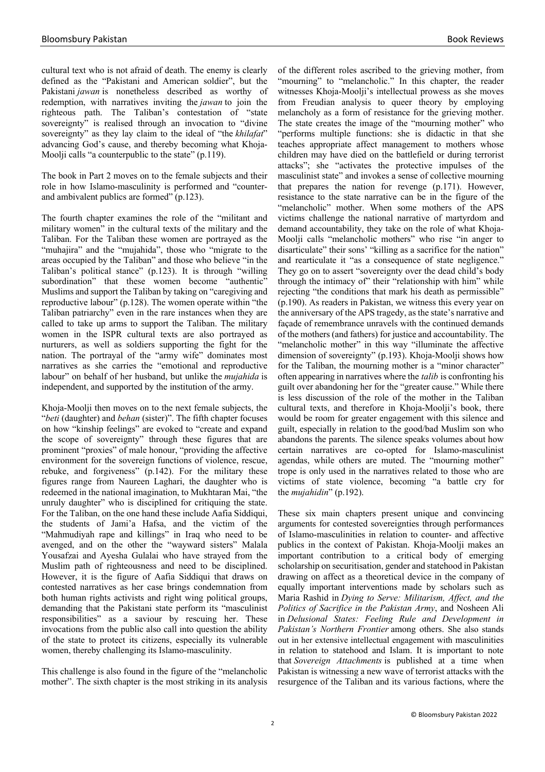cultural text who is not afraid of death. The enemy is clearly defined as the "Pakistani and American soldier", but the Pakistani *jawan* is nonetheless described as worthy of redemption, with narratives inviting the *jawan* to join the righteous path. The Taliban's contestation of "state sovereignty" is realised through an invocation to "divine sovereignty" as they lay claim to the ideal of "the *khilafat*" advancing God's cause, and thereby becoming what Khoja-Moolji calls "a counterpublic to the state" (p.119).

The book in Part 2 moves on to the female subjects and their role in how Islamo-masculinity is performed and "counter- and ambivalent publics are formed" (p.123).

The fourth chapter examines the role of the "militant and military women" in the cultural texts of the military and the Taliban. For the Taliban these women are portrayed as the "muhajira" and the "mujahida", those who "migrate to the areas occupied by the Taliban" and those who believe "in the Taliban's political stance" (p.123). It is through "willing subordination" that these women become "authentic" Muslims and support the Taliban by taking on "caregiving and reproductive labour" (p.128). The women operate within "the Taliban patriarchy" even in the rare instances when they are called to take up arms to support the Taliban. The military women in the ISPR cultural texts are also portrayed as nurturers, as well as soldiers supporting the fight for the nation. The portrayal of the "army wife" dominates most narratives as she carries the "emotional and reproductive labour" on behalf of her husband, but unlike the *mujahida* is independent, and supported by the institution of the army.

Khoja-Moolji then moves on to the next female subjects, the "*beti* (daughter) and *behan* (sister)". The fifth chapter focuses on how "kinship feelings" are evoked to "create and expand the scope of sovereignty" through these figures that are prominent "proxies" of male honour, "providing the affective environment for the sovereign functions of violence, rescue, rebuke, and forgiveness" (p.142). For the military these figures range from Naureen Laghari, the daughter who is redeemed in the national imagination, to Mukhtaran Mai, "the unruly daughter" who is disciplined for critiquing the state. For the Taliban, on the one hand these include Aafia Siddiqui, the students of Jami'a Hafsa, and the victim of the "Mahmudiyah rape and killings" in Iraq who need to be avenged, and on the other the "wayward sisters" Malala Yousafzai and Ayesha Gulalai who have strayed from the Muslim path of righteousness and need to be disciplined. However, it is the figure of Aafia Siddiqui that draws on contested narratives as her case brings condemnation from both human rights activists and right wing political groups, demanding that the Pakistani state perform its "masculinist responsibilities" as a saviour by rescuing her. These invocations from the public also call into question the ability of the state to protect its citizens, especially its vulnerable women, thereby challenging its Islamo-masculinity.

This challenge is also found in the figure of the "melancholic mother". The sixth chapter is the most striking in its analysis of the different roles ascribed to the grieving mother, from "mourning" to "melancholic." In this chapter, the reader witnesses Khoja-Moolji's intellectual prowess as she moves from Freudian analysis to queer theory by employing melancholy as a form of resistance for the grieving mother. The state creates the image of the "mourning mother" who "performs multiple functions: she is didactic in that she teaches appropriate affect management to mothers whose children may have died on the battlefield or during terrorist attacks"; she "activates the protective impulses of the masculinist state" and invokes a sense of collective mourning that prepares the nation for revenge (p.171). However, resistance to the state narrative can be in the figure of the "melancholic" mother. When some mothers of the APS victims challenge the national narrative of martyrdom and demand accountability, they take on the role of what Khoja-Moolji calls "melancholic mothers" who rise "in anger to disarticulate" their sons' "killing as a sacrifice for the nation" and rearticulate it "as a consequence of state negligence." They go on to assert "sovereignty over the dead child's body through the intimacy of" their "relationship with him" while rejecting "the conditions that mark his death as permissible" (p.190). As readers in Pakistan, we witness this every year on the anniversary of the APS tragedy, as the state's narrative and façade of remembrance unravels with the continued demands of the mothers (and fathers) for justice and accountability. The "melancholic mother" in this way "illuminate the affective dimension of sovereignty" (p.193). Khoja-Moolji shows how for the Taliban, the mourning mother is a "minor character" often appearing in narratives where the *talib* is confronting his guilt over abandoning her for the "greater cause." While there is less discussion of the role of the mother in the Taliban cultural texts, and therefore in Khoja-Moolji's book, there would be room for greater engagement with this silence and guilt, especially in relation to the good/bad Muslim son who abandons the parents. The silence speaks volumes about how certain narratives are co-opted for Islamo-masculinist agendas, while others are muted. The "mourning mother" trope is only used in the narratives related to those who are victims of state violence, becoming "a battle cry for the *mujahidin*" (p.192).

These six main chapters present unique and convincing arguments for contested sovereignties through performances of Islamo-masculinities in relation to counter- and affective publics in the context of Pakistan. Khoja-Moolji makes an important contribution to a critical body of emerging scholarship on securitisation, gender and statehood in Pakistan drawing on affect as a theoretical device in the company of equally important interventions made by scholars such as Maria Rashid in *Dying to Serve: Militarism, Affect, and the Politics of Sacrifice in the Pakistan Army*, and Nosheen Ali in *Delusional States: Feeling Rule and Development in Pakistan's Northern Frontier* among others. She also stands out in her extensive intellectual engagement with masculinities in relation to statehood and Islam. It is important to note that *Sovereign Attachments* is published at a time when Pakistan is witnessing a new wave of terrorist attacks with the resurgence of the Taliban and its various factions, where the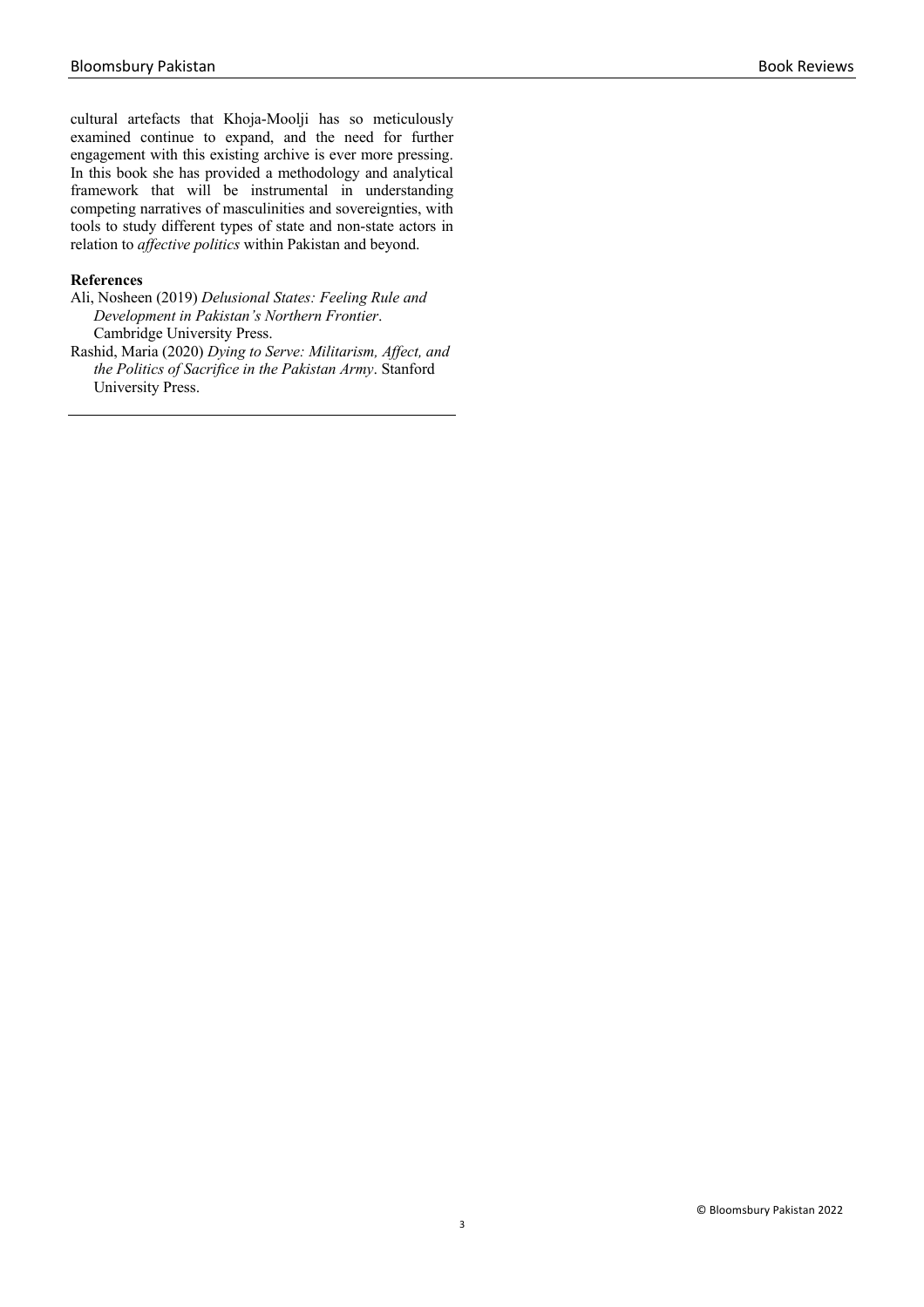cultural artefacts that Khoja-Moolji has so meticulously examined continue to expand, and the need for further engagement with this existing archive is ever more pressing. In this book she has provided a methodology and analytical framework that will be instrumental in understanding competing narratives of masculinities and sovereignties, with tools to study different types of state and non-state actors in relation to *affective politics* within Pakistan and beyond.

**References**

Ali, Nosheen (2019) *Delusional States: Feeling Rule and Development in Pakistan's Northern Frontier*. Cambridge University Press.

Rashid, Maria (2020) *Dying to Serve: Militarism, Affect, and the Politics of Sacrifice in the Pakistan Army*. Stanford University Press.

© Bloomsbury Pakistan 2022